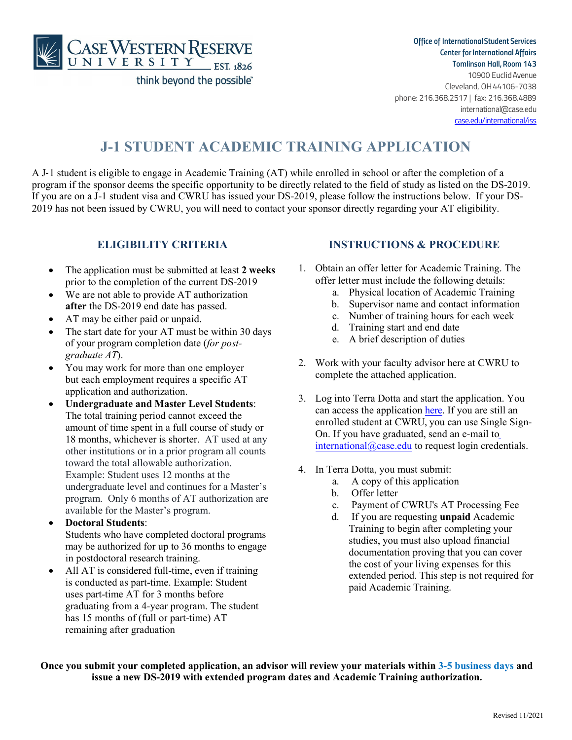Office of International Student Services
Center for International Affairs
Tomlinson Hall, Room 143
10900 Euclid Avenue
Cleveland, OH 44106-7038
phone: 216.368.2517 | fax: 216.368.4889
international@case.edu
case.edu/international/iss

# J-1 STUDENT ACADEMIC TRAINING APPLICATION

A J-1 student is eligible to engage in Academic Training (AT) while enrolled in school or after the completion of a program if the sponsor deems the specific opportunity to be directly related to the field of study as listed on the DS-2019. If you are on a J-1 student visa and CWRU has issued your DS-2019, please follow the instructions below. If your DS-2019 has not been issued by CWRU, you will need to contact your sponsor directly regarding your AT eligibility.

## ELIGIBILITY CRITERIA

- The application must be submitted at least **2 weeks** prior to the completion of the current DS-2019
- We are not able to provide AT authorization **after** the DS-2019 end date has passed.
- AT may be either paid or unpaid.
- The start date for your AT must be within 30 days of your program completion date (*for post-graduate AT*).
- You may work for more than one employer but each employment requires a specific AT application and authorization.
- **Undergraduate and Master Level Students**: The total training period cannot exceed the amount of time spent in a full course of study or 18 months, whichever is shorter. AT used at any other institutions or in a prior program all counts toward the total allowable authorization. Example: Student uses 12 months at the undergraduate level and continues for a Master's program. Only 6 months of AT authorization are available for the Master's program.
- **Doctoral Students**: Students who have completed doctoral programs may be authorized for up to 36 months to engage in postdoctoral research training.
- All AT is considered full-time, even if training is conducted as part-time. Example: Student uses part-time AT for 3 months before graduating from a 4-year program. The student has 15 months of (full or part-time) AT remaining after graduation

## INSTRUCTIONS & PROCEDURE

1. Obtain an offer letter for Academic Training. The offer letter must include the following details:
   a. Physical location of Academic Training
   b. Supervisor name and contact information
   c. Number of training hours for each week
   d. Training start and end date
   e. A brief description of duties
2. Work with your faculty advisor here at CWRU to complete the attached application.
3. Log into Terra Dotta and start the application. You can access the application here. If you are still an enrolled student at CWRU, you can use Single Sign-On. If you have graduated, send an e-mail to international@case.edu to request login credentials.
4. In Terra Dotta, you must submit:
   a. A copy of this application
   b. Offer letter
   c. Payment of CWRU's AT Processing Fee
   d. If you are requesting **unpaid** Academic Training to begin after completing your studies, you must also upload financial documentation proving that you can cover the cost of your living expenses for this extended period. This step is not required for paid Academic Training.

**Once you submit your completed application, an advisor will review your materials within 3-5 business days and issue a new DS-2019 with extended program dates and Academic Training authorization.**

Revised 11/2021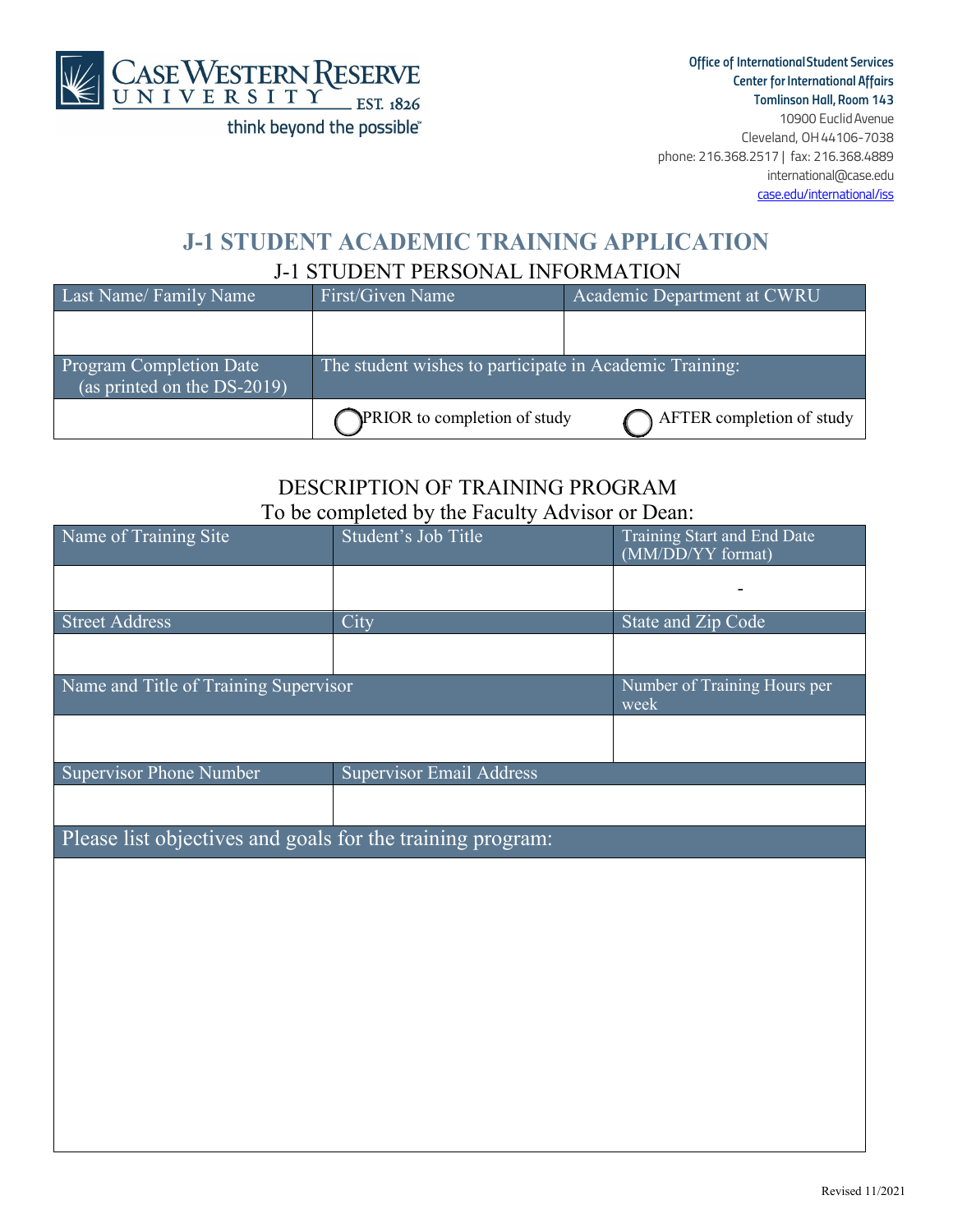Office of International Student Services
Center for International Affairs
Tomlinson Hall, Room 143
10900 Euclid Avenue
Cleveland, OH 44106-7038
phone: 216.368.2517 | fax: 216.368.4889
international@case.edu
case.edu/international/iss

# J-1 STUDENT ACADEMIC TRAINING APPLICATION

## J-1 STUDENT PERSONAL INFORMATION

| Last Name/ Family Name | First/Given Name | Academic Department at CWRU |
|---|---|---|
| | | |

| Program Completion Date (as printed on the DS-2019) | The student wishes to participate in Academic Training: | |
|---|---|---|
| | ◯ PRIOR to completion of study | ◯ AFTER completion of study |

## DESCRIPTION OF TRAINING PROGRAM

To be completed by the Faculty Advisor or Dean:

| Name of Training Site | Student's Job Title | Training Start and End Date (MM/DD/YY format) |
|---|---|---|
| | | - |
| **Street Address** | **City** | **State and Zip Code** |
| | | |
| **Name and Title of Training Supervisor** | | **Number of Training Hours per week** |
| | | |
| **Supervisor Phone Number** | **Supervisor Email Address** | |
| | | |

Please list objectives and goals for the training program:

Revised 11/2021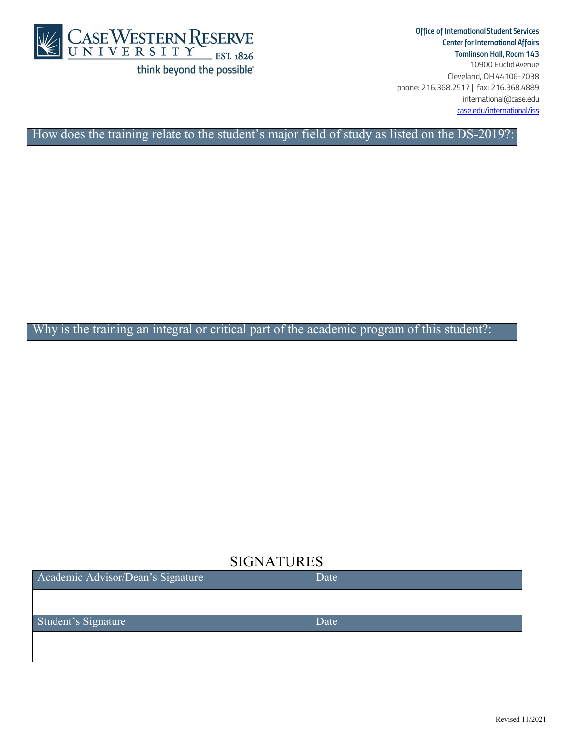Office of International Student Services
Center for International Affairs
Tomlinson Hall, Room 143
10900 Euclid Avenue
Cleveland, OH 44106-7038
phone: 216.368.2517 | fax: 216.368.4889
international@case.edu
case.edu/international/iss

| How does the training relate to the student's major field of study as listed on the DS-2019?: |
| --- |
| |

| Why is the training an integral or critical part of the academic program of this student?: |
| --- |
| |

## SIGNATURES

| Academic Advisor/Dean's Signature | Date |
| --- | --- |
| | |
| **Student's Signature** | **Date** |
| | |

Revised 11/2021